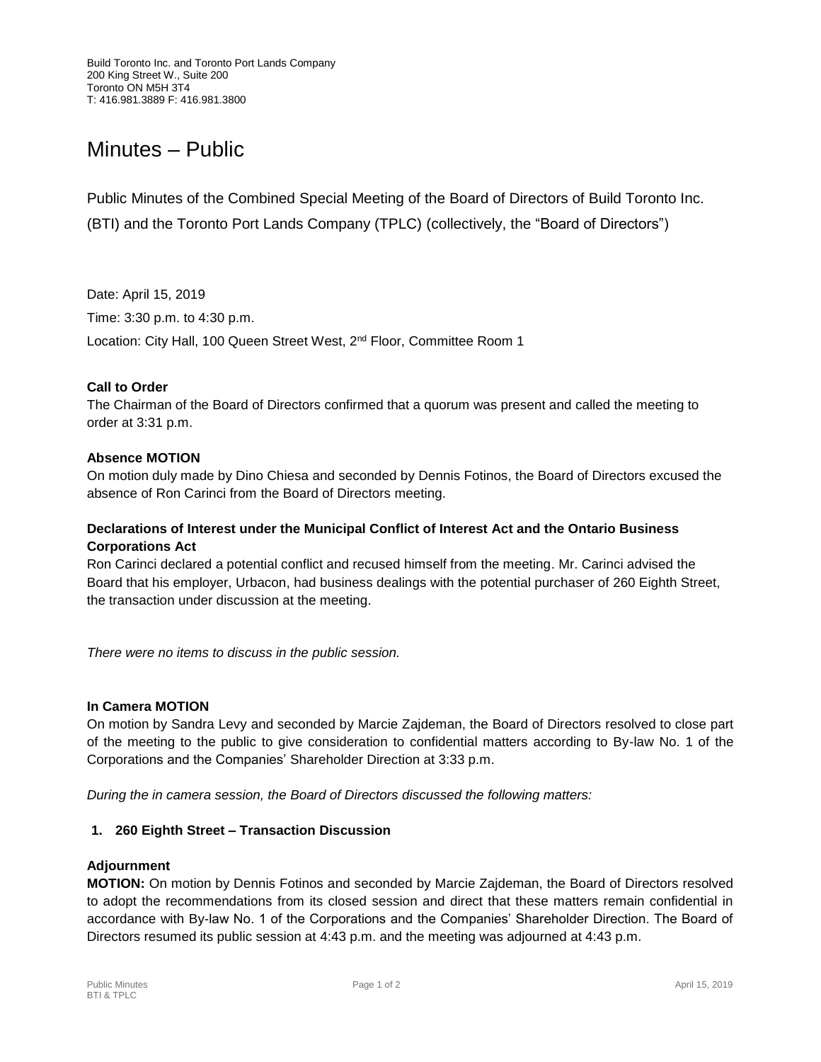Build Toronto Inc. and Toronto Port Lands Company
200 King Street W., Suite 200
Toronto ON M5H 3T4
T: 416.981.3889 F: 416.981.3800

# Minutes – Public

Public Minutes of the Combined Special Meeting of the Board of Directors of Build Toronto Inc. (BTI) and the Toronto Port Lands Company (TPLC) (collectively, the "Board of Directors")

Date: April 15, 2019

Time: 3:30 p.m. to 4:30 p.m.

Location: City Hall, 100 Queen Street West, 2nd Floor, Committee Room 1

**Call to Order**
The Chairman of the Board of Directors confirmed that a quorum was present and called the meeting to order at 3:31 p.m.

**Absence MOTION**
On motion duly made by Dino Chiesa and seconded by Dennis Fotinos, the Board of Directors excused the absence of Ron Carinci from the Board of Directors meeting.

**Declarations of Interest under the Municipal Conflict of Interest Act and the Ontario Business Corporations Act**
Ron Carinci declared a potential conflict and recused himself from the meeting. Mr. Carinci advised the Board that his employer, Urbacon, had business dealings with the potential purchaser of 260 Eighth Street, the transaction under discussion at the meeting.

*There were no items to discuss in the public session.*

**In Camera MOTION**
On motion by Sandra Levy and seconded by Marcie Zajdeman, the Board of Directors resolved to close part of the meeting to the public to give consideration to confidential matters according to By-law No. 1 of the Corporations and the Companies' Shareholder Direction at 3:33 p.m.

*During the in camera session, the Board of Directors discussed the following matters:*

**1. 260 Eighth Street – Transaction Discussion**

**Adjournment**
**MOTION:** On motion by Dennis Fotinos and seconded by Marcie Zajdeman, the Board of Directors resolved to adopt the recommendations from its closed session and direct that these matters remain confidential in accordance with By-law No. 1 of the Corporations and the Companies' Shareholder Direction. The Board of Directors resumed its public session at 4:43 p.m. and the meeting was adjourned at 4:43 p.m.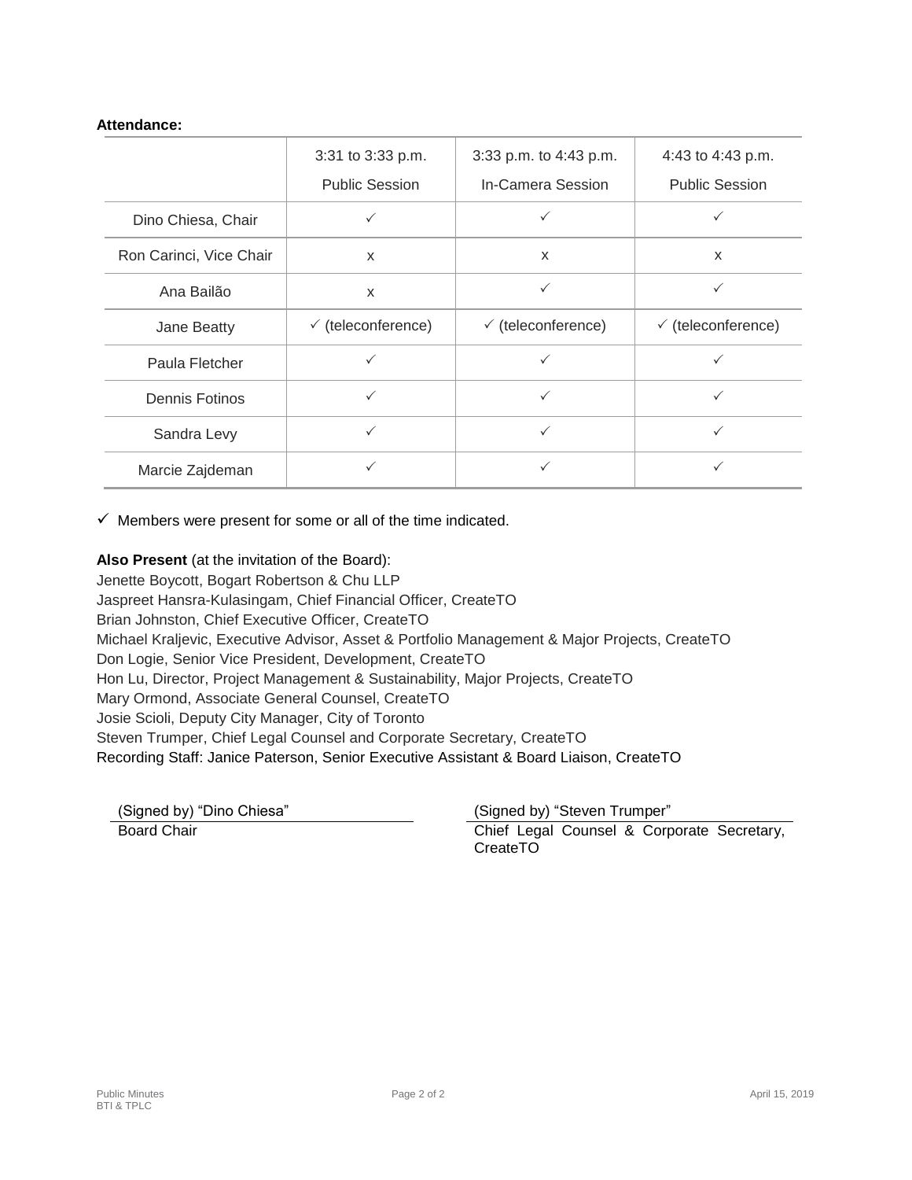**Attendance:**

| | 3:31 to 3:33 p.m. Public Session | 3:33 p.m. to 4:43 p.m. In-Camera Session | 4:43 to 4:43 p.m. Public Session |
|---|---|---|---|
| Dino Chiesa, Chair | ✓ | ✓ | ✓ |
| Ron Carinci, Vice Chair | x | x | x |
| Ana Bailão | x | ✓ | ✓ |
| Jane Beatty | ✓ (teleconference) | ✓ (teleconference) | ✓ (teleconference) |
| Paula Fletcher | ✓ | ✓ | ✓ |
| Dennis Fotinos | ✓ | ✓ | ✓ |
| Sandra Levy | ✓ | ✓ | ✓ |
| Marcie Zajdeman | ✓ | ✓ | ✓ |

✓ Members were present for some or all of the time indicated.

**Also Present** (at the invitation of the Board):
Jenette Boycott, Bogart Robertson & Chu LLP
Jaspreet Hansra-Kulasingam, Chief Financial Officer, CreateTO
Brian Johnston, Chief Executive Officer, CreateTO
Michael Kraljevic, Executive Advisor, Asset & Portfolio Management & Major Projects, CreateTO
Don Logie, Senior Vice President, Development, CreateTO
Hon Lu, Director, Project Management & Sustainability, Major Projects, CreateTO
Mary Ormond, Associate General Counsel, CreateTO
Josie Scioli, Deputy City Manager, City of Toronto
Steven Trumper, Chief Legal Counsel and Corporate Secretary, CreateTO
Recording Staff: Janice Paterson, Senior Executive Assistant & Board Liaison, CreateTO

(Signed by) "Dino Chiesa"
Board Chair

(Signed by) "Steven Trumper"
Chief Legal Counsel & Corporate Secretary, CreateTO